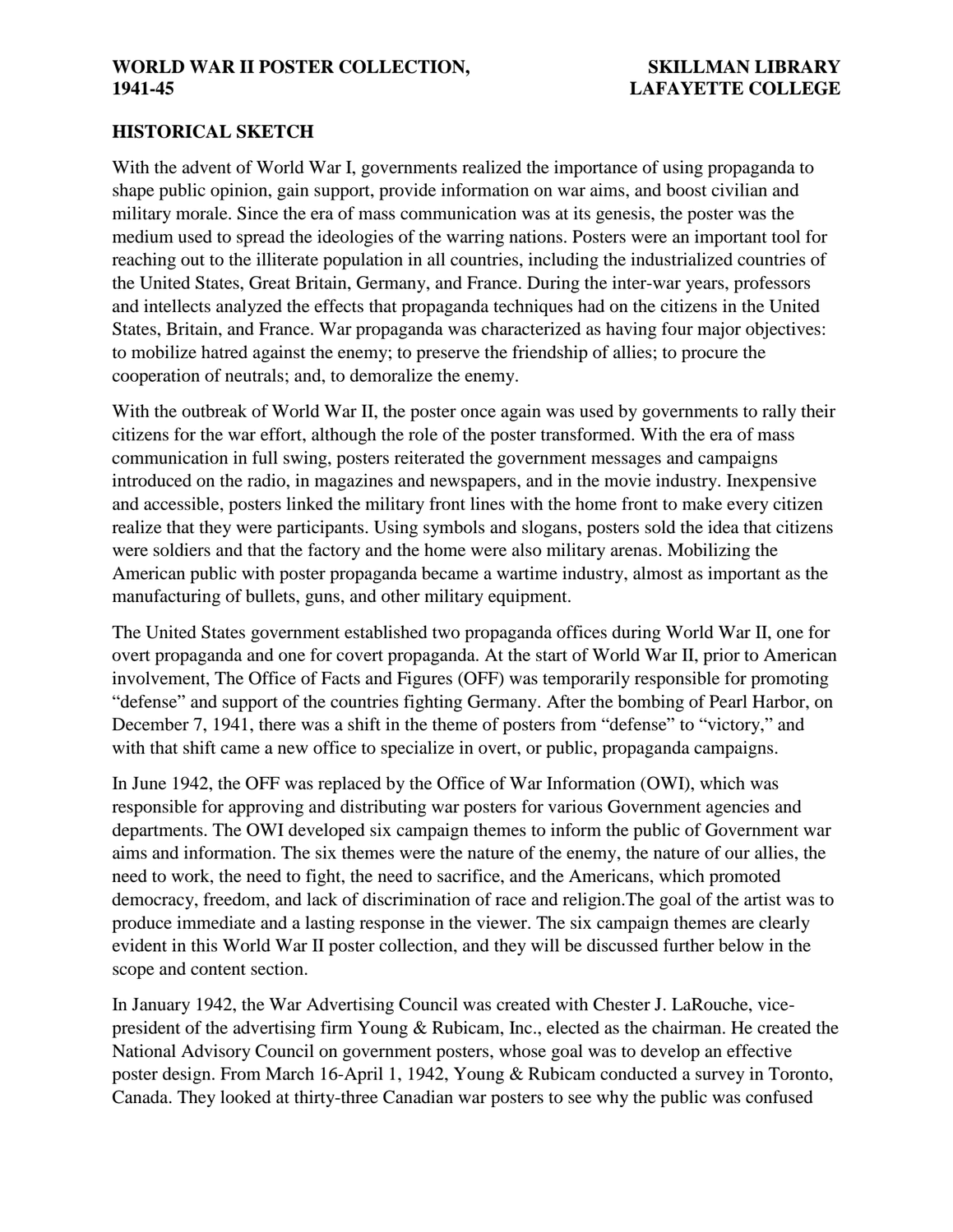# WORLD WAR II POSTER COLLECTION, 1941-45

# SKILLMAN LIBRARY LAFAYETTE COLLEGE

## HISTORICAL SKETCH

With the advent of World War I, governments realized the importance of using propaganda to shape public opinion, gain support, provide information on war aims, and boost civilian and military morale. Since the era of mass communication was at its genesis, the poster was the medium used to spread the ideologies of the warring nations. Posters were an important tool for reaching out to the illiterate population in all countries, including the industrialized countries of the United States, Great Britain, Germany, and France. During the inter-war years, professors and intellects analyzed the effects that propaganda techniques had on the citizens in the United States, Britain, and France. War propaganda was characterized as having four major objectives: to mobilize hatred against the enemy; to preserve the friendship of allies; to procure the cooperation of neutrals; and, to demoralize the enemy.

With the outbreak of World War II, the poster once again was used by governments to rally their citizens for the war effort, although the role of the poster transformed. With the era of mass communication in full swing, posters reiterated the government messages and campaigns introduced on the radio, in magazines and newspapers, and in the movie industry. Inexpensive and accessible, posters linked the military front lines with the home front to make every citizen realize that they were participants. Using symbols and slogans, posters sold the idea that citizens were soldiers and that the factory and the home were also military arenas. Mobilizing the American public with poster propaganda became a wartime industry, almost as important as the manufacturing of bullets, guns, and other military equipment.

The United States government established two propaganda offices during World War II, one for overt propaganda and one for covert propaganda. At the start of World War II, prior to American involvement, The Office of Facts and Figures (OFF) was temporarily responsible for promoting "defense" and support of the countries fighting Germany. After the bombing of Pearl Harbor, on December 7, 1941, there was a shift in the theme of posters from "defense" to "victory," and with that shift came a new office to specialize in overt, or public, propaganda campaigns.

In June 1942, the OFF was replaced by the Office of War Information (OWI), which was responsible for approving and distributing war posters for various Government agencies and departments. The OWI developed six campaign themes to inform the public of Government war aims and information. The six themes were the nature of the enemy, the nature of our allies, the need to work, the need to fight, the need to sacrifice, and the Americans, which promoted democracy, freedom, and lack of discrimination of race and religion.The goal of the artist was to produce immediate and a lasting response in the viewer. The six campaign themes are clearly evident in this World War II poster collection, and they will be discussed further below in the scope and content section.

In January 1942, the War Advertising Council was created with Chester J. LaRouche, vice-president of the advertising firm Young & Rubicam, Inc., elected as the chairman. He created the National Advisory Council on government posters, whose goal was to develop an effective poster design. From March 16-April 1, 1942, Young & Rubicam conducted a survey in Toronto, Canada. They looked at thirty-three Canadian war posters to see why the public was confused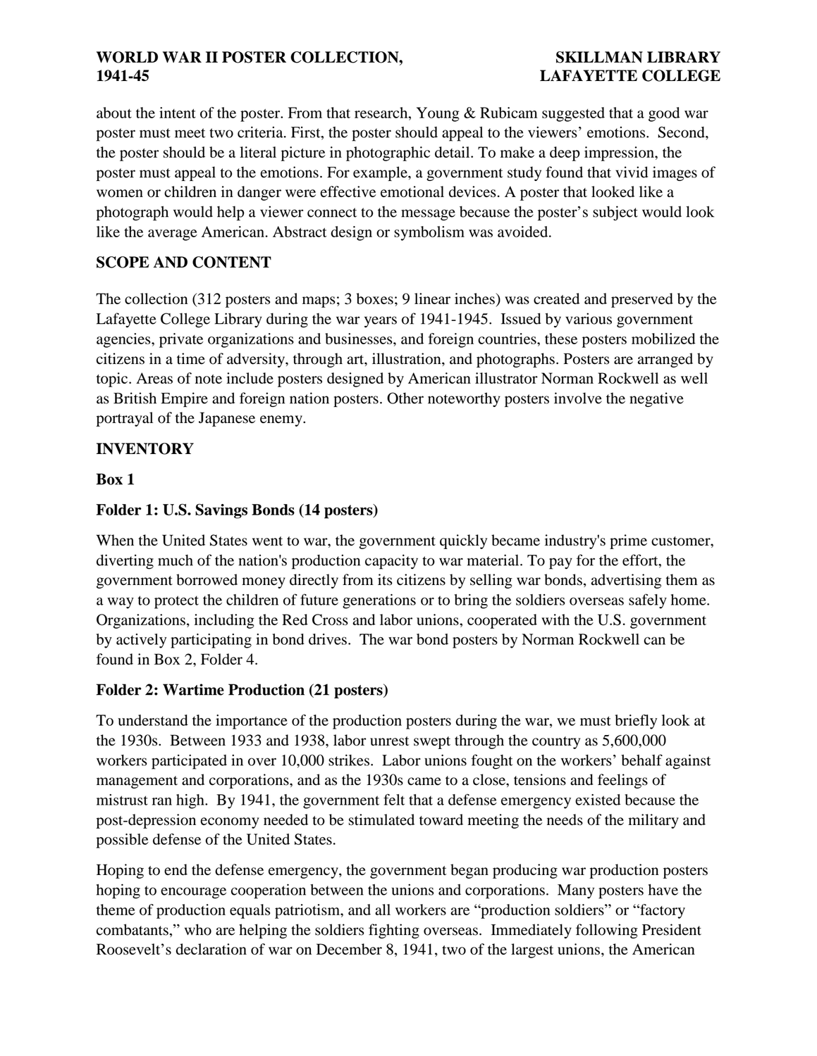about the intent of the poster. From that research, Young & Rubicam suggested that a good war poster must meet two criteria. First, the poster should appeal to the viewers' emotions. Second, the poster should be a literal picture in photographic detail. To make a deep impression, the poster must appeal to the emotions. For example, a government study found that vivid images of women or children in danger were effective emotional devices. A poster that looked like a photograph would help a viewer connect to the message because the poster's subject would look like the average American. Abstract design or symbolism was avoided.

## SCOPE AND CONTENT

The collection (312 posters and maps; 3 boxes; 9 linear inches) was created and preserved by the Lafayette College Library during the war years of 1941-1945. Issued by various government agencies, private organizations and businesses, and foreign countries, these posters mobilized the citizens in a time of adversity, through art, illustration, and photographs. Posters are arranged by topic. Areas of note include posters designed by American illustrator Norman Rockwell as well as British Empire and foreign nation posters. Other noteworthy posters involve the negative portrayal of the Japanese enemy.

## INVENTORY

### Box 1

#### Folder 1: U.S. Savings Bonds (14 posters)

When the United States went to war, the government quickly became industry's prime customer, diverting much of the nation's production capacity to war material. To pay for the effort, the government borrowed money directly from its citizens by selling war bonds, advertising them as a way to protect the children of future generations or to bring the soldiers overseas safely home. Organizations, including the Red Cross and labor unions, cooperated with the U.S. government by actively participating in bond drives. The war bond posters by Norman Rockwell can be found in Box 2, Folder 4.

#### Folder 2: Wartime Production (21 posters)

To understand the importance of the production posters during the war, we must briefly look at the 1930s. Between 1933 and 1938, labor unrest swept through the country as 5,600,000 workers participated in over 10,000 strikes. Labor unions fought on the workers' behalf against management and corporations, and as the 1930s came to a close, tensions and feelings of mistrust ran high. By 1941, the government felt that a defense emergency existed because the post-depression economy needed to be stimulated toward meeting the needs of the military and possible defense of the United States.

Hoping to end the defense emergency, the government began producing war production posters hoping to encourage cooperation between the unions and corporations. Many posters have the theme of production equals patriotism, and all workers are "production soldiers" or "factory combatants," who are helping the soldiers fighting overseas. Immediately following President Roosevelt's declaration of war on December 8, 1941, two of the largest unions, the American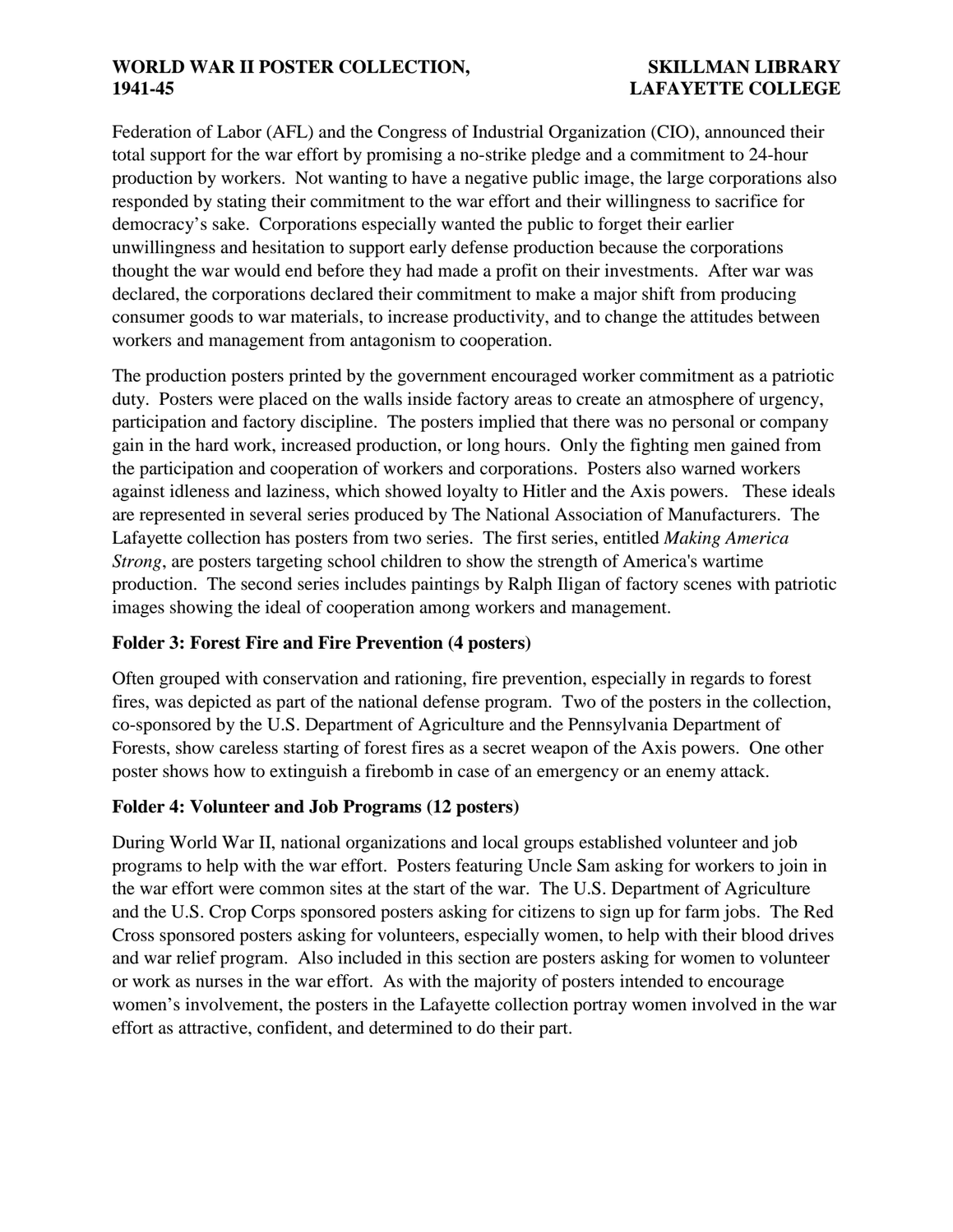Federation of Labor (AFL) and the Congress of Industrial Organization (CIO), announced their total support for the war effort by promising a no-strike pledge and a commitment to 24-hour production by workers. Not wanting to have a negative public image, the large corporations also responded by stating their commitment to the war effort and their willingness to sacrifice for democracy's sake. Corporations especially wanted the public to forget their earlier unwillingness and hesitation to support early defense production because the corporations thought the war would end before they had made a profit on their investments. After war was declared, the corporations declared their commitment to make a major shift from producing consumer goods to war materials, to increase productivity, and to change the attitudes between workers and management from antagonism to cooperation.

The production posters printed by the government encouraged worker commitment as a patriotic duty. Posters were placed on the walls inside factory areas to create an atmosphere of urgency, participation and factory discipline. The posters implied that there was no personal or company gain in the hard work, increased production, or long hours. Only the fighting men gained from the participation and cooperation of workers and corporations. Posters also warned workers against idleness and laziness, which showed loyalty to Hitler and the Axis powers. These ideals are represented in several series produced by The National Association of Manufacturers. The Lafayette collection has posters from two series. The first series, entitled *Making America Strong*, are posters targeting school children to show the strength of America's wartime production. The second series includes paintings by Ralph Iligan of factory scenes with patriotic images showing the ideal of cooperation among workers and management.

**Folder 3: Forest Fire and Fire Prevention (4 posters)**

Often grouped with conservation and rationing, fire prevention, especially in regards to forest fires, was depicted as part of the national defense program. Two of the posters in the collection, co-sponsored by the U.S. Department of Agriculture and the Pennsylvania Department of Forests, show careless starting of forest fires as a secret weapon of the Axis powers. One other poster shows how to extinguish a firebomb in case of an emergency or an enemy attack.

**Folder 4: Volunteer and Job Programs (12 posters)**

During World War II, national organizations and local groups established volunteer and job programs to help with the war effort. Posters featuring Uncle Sam asking for workers to join in the war effort were common sites at the start of the war. The U.S. Department of Agriculture and the U.S. Crop Corps sponsored posters asking for citizens to sign up for farm jobs. The Red Cross sponsored posters asking for volunteers, especially women, to help with their blood drives and war relief program. Also included in this section are posters asking for women to volunteer or work as nurses in the war effort. As with the majority of posters intended to encourage women's involvement, the posters in the Lafayette collection portray women involved in the war effort as attractive, confident, and determined to do their part.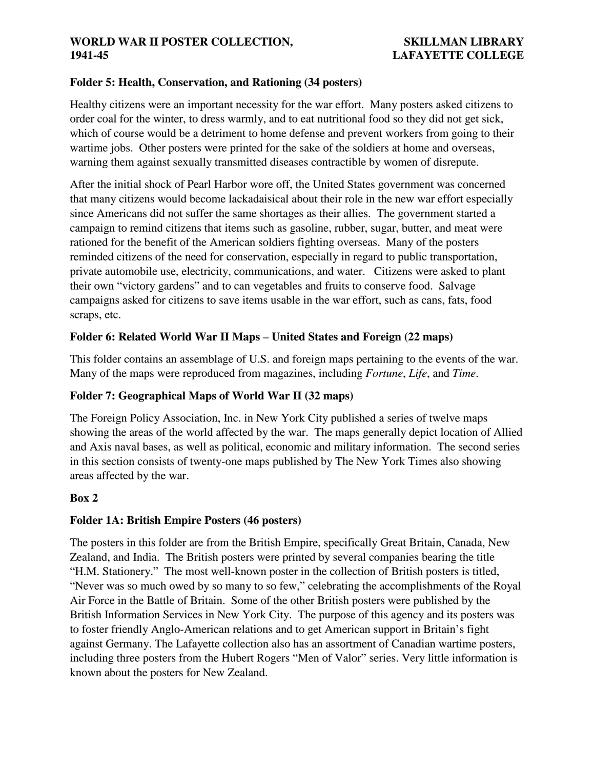**Folder 5: Health, Conservation, and Rationing (34 posters)**

Healthy citizens were an important necessity for the war effort. Many posters asked citizens to order coal for the winter, to dress warmly, and to eat nutritional food so they did not get sick, which of course would be a detriment to home defense and prevent workers from going to their wartime jobs. Other posters were printed for the sake of the soldiers at home and overseas, warning them against sexually transmitted diseases contractible by women of disrepute.

After the initial shock of Pearl Harbor wore off, the United States government was concerned that many citizens would become lackadaisical about their role in the new war effort especially since Americans did not suffer the same shortages as their allies. The government started a campaign to remind citizens that items such as gasoline, rubber, sugar, butter, and meat were rationed for the benefit of the American soldiers fighting overseas. Many of the posters reminded citizens of the need for conservation, especially in regard to public transportation, private automobile use, electricity, communications, and water. Citizens were asked to plant their own "victory gardens" and to can vegetables and fruits to conserve food. Salvage campaigns asked for citizens to save items usable in the war effort, such as cans, fats, food scraps, etc.

**Folder 6: Related World War II Maps – United States and Foreign (22 maps)**

This folder contains an assemblage of U.S. and foreign maps pertaining to the events of the war. Many of the maps were reproduced from magazines, including *Fortune*, *Life*, and *Time*.

**Folder 7: Geographical Maps of World War II (32 maps)**

The Foreign Policy Association, Inc. in New York City published a series of twelve maps showing the areas of the world affected by the war. The maps generally depict location of Allied and Axis naval bases, as well as political, economic and military information. The second series in this section consists of twenty-one maps published by The New York Times also showing areas affected by the war.

**Box 2**

**Folder 1A: British Empire Posters (46 posters)**

The posters in this folder are from the British Empire, specifically Great Britain, Canada, New Zealand, and India. The British posters were printed by several companies bearing the title "H.M. Stationery." The most well-known poster in the collection of British posters is titled, "Never was so much owed by so many to so few," celebrating the accomplishments of the Royal Air Force in the Battle of Britain. Some of the other British posters were published by the British Information Services in New York City. The purpose of this agency and its posters was to foster friendly Anglo-American relations and to get American support in Britain's fight against Germany. The Lafayette collection also has an assortment of Canadian wartime posters, including three posters from the Hubert Rogers "Men of Valor" series. Very little information is known about the posters for New Zealand.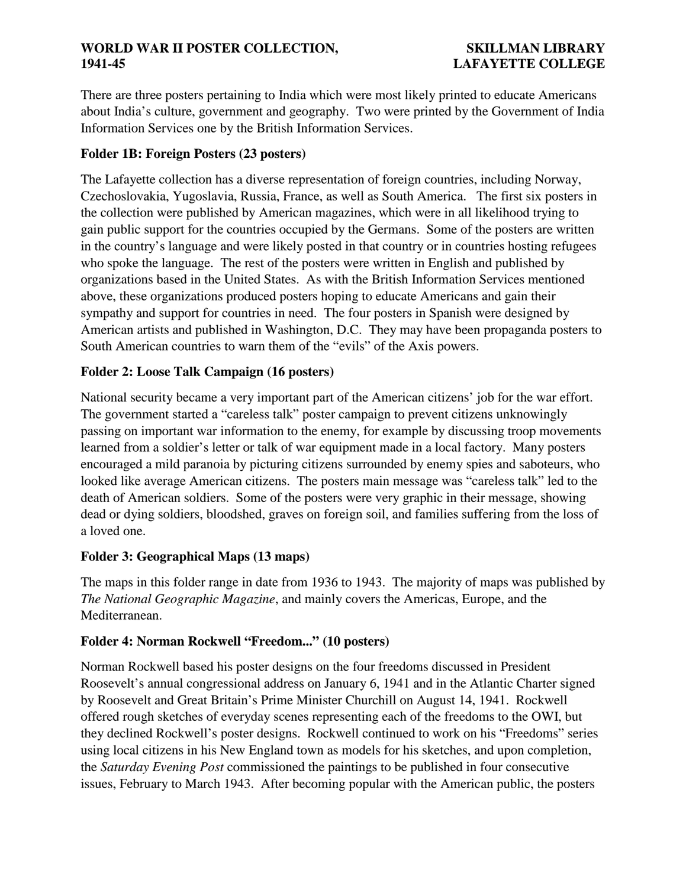There are three posters pertaining to India which were most likely printed to educate Americans about India's culture, government and geography. Two were printed by the Government of India Information Services one by the British Information Services.

**Folder 1B: Foreign Posters (23 posters)**

The Lafayette collection has a diverse representation of foreign countries, including Norway, Czechoslovakia, Yugoslavia, Russia, France, as well as South America. The first six posters in the collection were published by American magazines, which were in all likelihood trying to gain public support for the countries occupied by the Germans. Some of the posters are written in the country's language and were likely posted in that country or in countries hosting refugees who spoke the language. The rest of the posters were written in English and published by organizations based in the United States. As with the British Information Services mentioned above, these organizations produced posters hoping to educate Americans and gain their sympathy and support for countries in need. The four posters in Spanish were designed by American artists and published in Washington, D.C. They may have been propaganda posters to South American countries to warn them of the "evils" of the Axis powers.

**Folder 2: Loose Talk Campaign (16 posters)**

National security became a very important part of the American citizens' job for the war effort. The government started a "careless talk" poster campaign to prevent citizens unknowingly passing on important war information to the enemy, for example by discussing troop movements learned from a soldier's letter or talk of war equipment made in a local factory. Many posters encouraged a mild paranoia by picturing citizens surrounded by enemy spies and saboteurs, who looked like average American citizens. The posters main message was "careless talk" led to the death of American soldiers. Some of the posters were very graphic in their message, showing dead or dying soldiers, bloodshed, graves on foreign soil, and families suffering from the loss of a loved one.

**Folder 3: Geographical Maps (13 maps)**

The maps in this folder range in date from 1936 to 1943. The majority of maps was published by *The National Geographic Magazine*, and mainly covers the Americas, Europe, and the Mediterranean.

**Folder 4: Norman Rockwell "Freedom..." (10 posters)**

Norman Rockwell based his poster designs on the four freedoms discussed in President Roosevelt's annual congressional address on January 6, 1941 and in the Atlantic Charter signed by Roosevelt and Great Britain's Prime Minister Churchill on August 14, 1941. Rockwell offered rough sketches of everyday scenes representing each of the freedoms to the OWI, but they declined Rockwell's poster designs. Rockwell continued to work on his "Freedoms" series using local citizens in his New England town as models for his sketches, and upon completion, the *Saturday Evening Post* commissioned the paintings to be published in four consecutive issues, February to March 1943. After becoming popular with the American public, the posters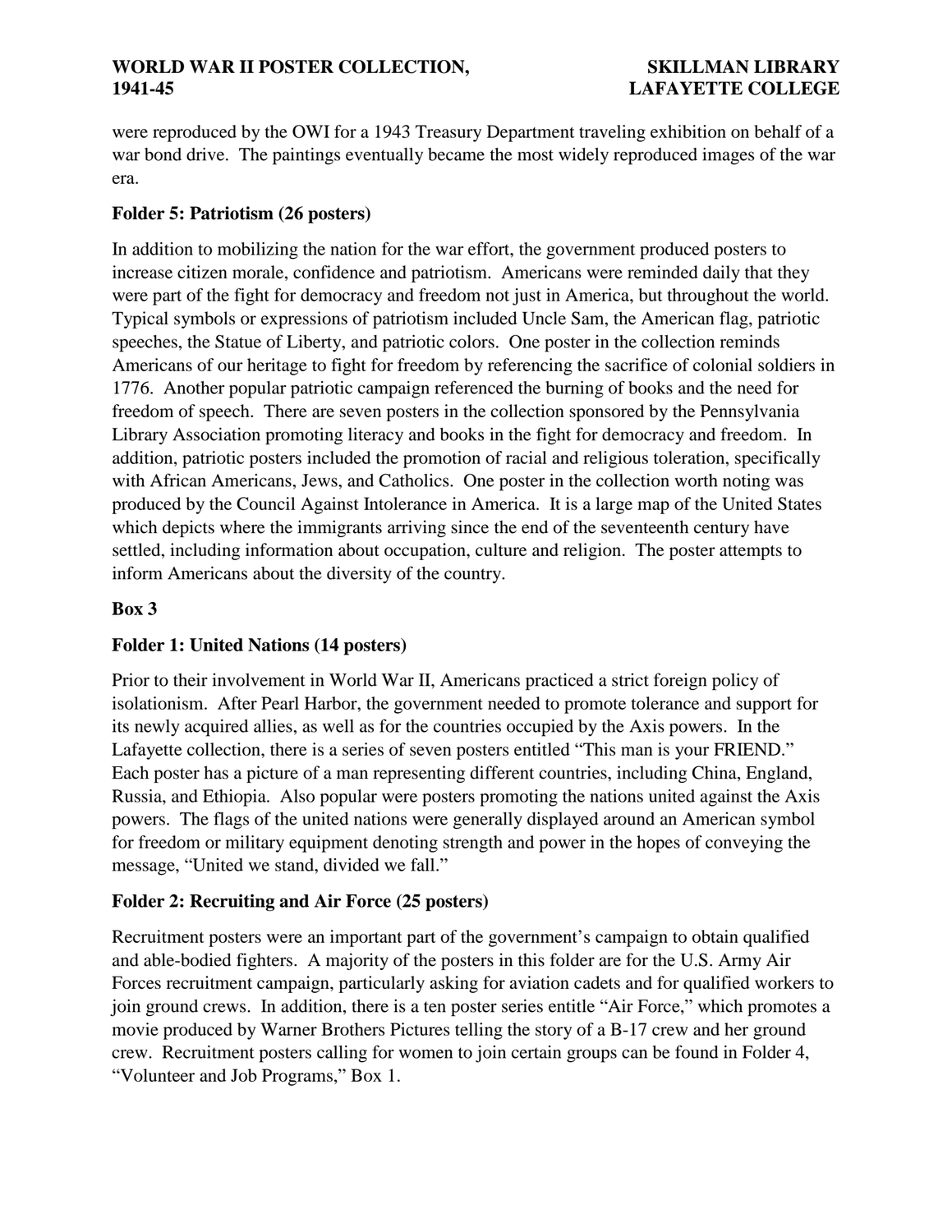were reproduced by the OWI for a 1943 Treasury Department traveling exhibition on behalf of a war bond drive. The paintings eventually became the most widely reproduced images of the war era.

**Folder 5: Patriotism (26 posters)**

In addition to mobilizing the nation for the war effort, the government produced posters to increase citizen morale, confidence and patriotism. Americans were reminded daily that they were part of the fight for democracy and freedom not just in America, but throughout the world. Typical symbols or expressions of patriotism included Uncle Sam, the American flag, patriotic speeches, the Statue of Liberty, and patriotic colors. One poster in the collection reminds Americans of our heritage to fight for freedom by referencing the sacrifice of colonial soldiers in 1776. Another popular patriotic campaign referenced the burning of books and the need for freedom of speech. There are seven posters in the collection sponsored by the Pennsylvania Library Association promoting literacy and books in the fight for democracy and freedom. In addition, patriotic posters included the promotion of racial and religious toleration, specifically with African Americans, Jews, and Catholics. One poster in the collection worth noting was produced by the Council Against Intolerance in America. It is a large map of the United States which depicts where the immigrants arriving since the end of the seventeenth century have settled, including information about occupation, culture and religion. The poster attempts to inform Americans about the diversity of the country.

**Box 3**

**Folder 1: United Nations (14 posters)**

Prior to their involvement in World War II, Americans practiced a strict foreign policy of isolationism. After Pearl Harbor, the government needed to promote tolerance and support for its newly acquired allies, as well as for the countries occupied by the Axis powers. In the Lafayette collection, there is a series of seven posters entitled "This man is your FRIEND." Each poster has a picture of a man representing different countries, including China, England, Russia, and Ethiopia. Also popular were posters promoting the nations united against the Axis powers. The flags of the united nations were generally displayed around an American symbol for freedom or military equipment denoting strength and power in the hopes of conveying the message, "United we stand, divided we fall."

**Folder 2: Recruiting and Air Force (25 posters)**

Recruitment posters were an important part of the government's campaign to obtain qualified and able-bodied fighters. A majority of the posters in this folder are for the U.S. Army Air Forces recruitment campaign, particularly asking for aviation cadets and for qualified workers to join ground crews. In addition, there is a ten poster series entitle "Air Force," which promotes a movie produced by Warner Brothers Pictures telling the story of a B-17 crew and her ground crew. Recruitment posters calling for women to join certain groups can be found in Folder 4, "Volunteer and Job Programs," Box 1.